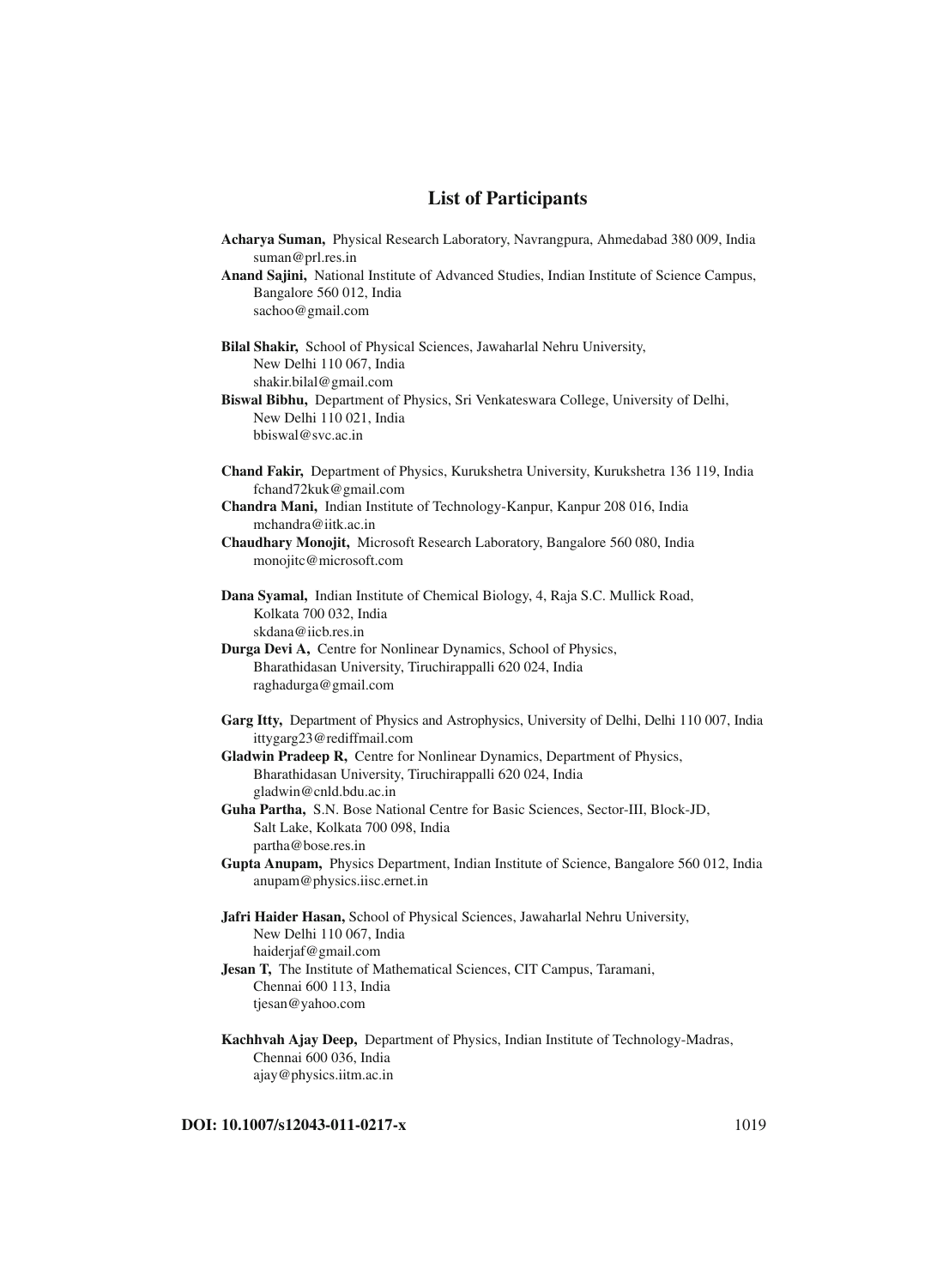# List of Participants

**Acharya Suman,** Physical Research Laboratory, Navrangpura, Ahmedabad 380 009, India
suman@prl.res.in

**Anand Sajini,** National Institute of Advanced Studies, Indian Institute of Science Campus, Bangalore 560 012, India
sachoo@gmail.com

**Bilal Shakir,** School of Physical Sciences, Jawaharlal Nehru University, New Delhi 110 067, India
shakir.bilal@gmail.com

**Biswal Bibhu,** Department of Physics, Sri Venkateswara College, University of Delhi, New Delhi 110 021, India
bbiswal@svc.ac.in

**Chand Fakir,** Department of Physics, Kurukshetra University, Kurukshetra 136 119, India
fchand72kuk@gmail.com

**Chandra Mani,** Indian Institute of Technology-Kanpur, Kanpur 208 016, India
mchandra@iitk.ac.in

**Chaudhary Monojit,** Microsoft Research Laboratory, Bangalore 560 080, India
monojitc@microsoft.com

**Dana Syamal,** Indian Institute of Chemical Biology, 4, Raja S.C. Mullick Road, Kolkata 700 032, India
skdana@iicb.res.in

**Durga Devi A,** Centre for Nonlinear Dynamics, School of Physics, Bharathidasan University, Tiruchirappalli 620 024, India
raghadurga@gmail.com

**Garg Itty,** Department of Physics and Astrophysics, University of Delhi, Delhi 110 007, India
ittygarg23@rediffmail.com

**Gladwin Pradeep R,** Centre for Nonlinear Dynamics, Department of Physics, Bharathidasan University, Tiruchirappalli 620 024, India
gladwin@cnld.bdu.ac.in

**Guha Partha,** S.N. Bose National Centre for Basic Sciences, Sector-III, Block-JD, Salt Lake, Kolkata 700 098, India
partha@bose.res.in

**Gupta Anupam,** Physics Department, Indian Institute of Science, Bangalore 560 012, India
anupam@physics.iisc.ernet.in

**Jafri Haider Hasan,** School of Physical Sciences, Jawaharlal Nehru University, New Delhi 110 067, India
haiderjaf@gmail.com

**Jesan T,** The Institute of Mathematical Sciences, CIT Campus, Taramani, Chennai 600 113, India
tjesan@yahoo.com

**Kachhvah Ajay Deep,** Department of Physics, Indian Institute of Technology-Madras, Chennai 600 036, India
ajay@physics.iitm.ac.in

**DOI: 10.1007/s12043-011-0217-x**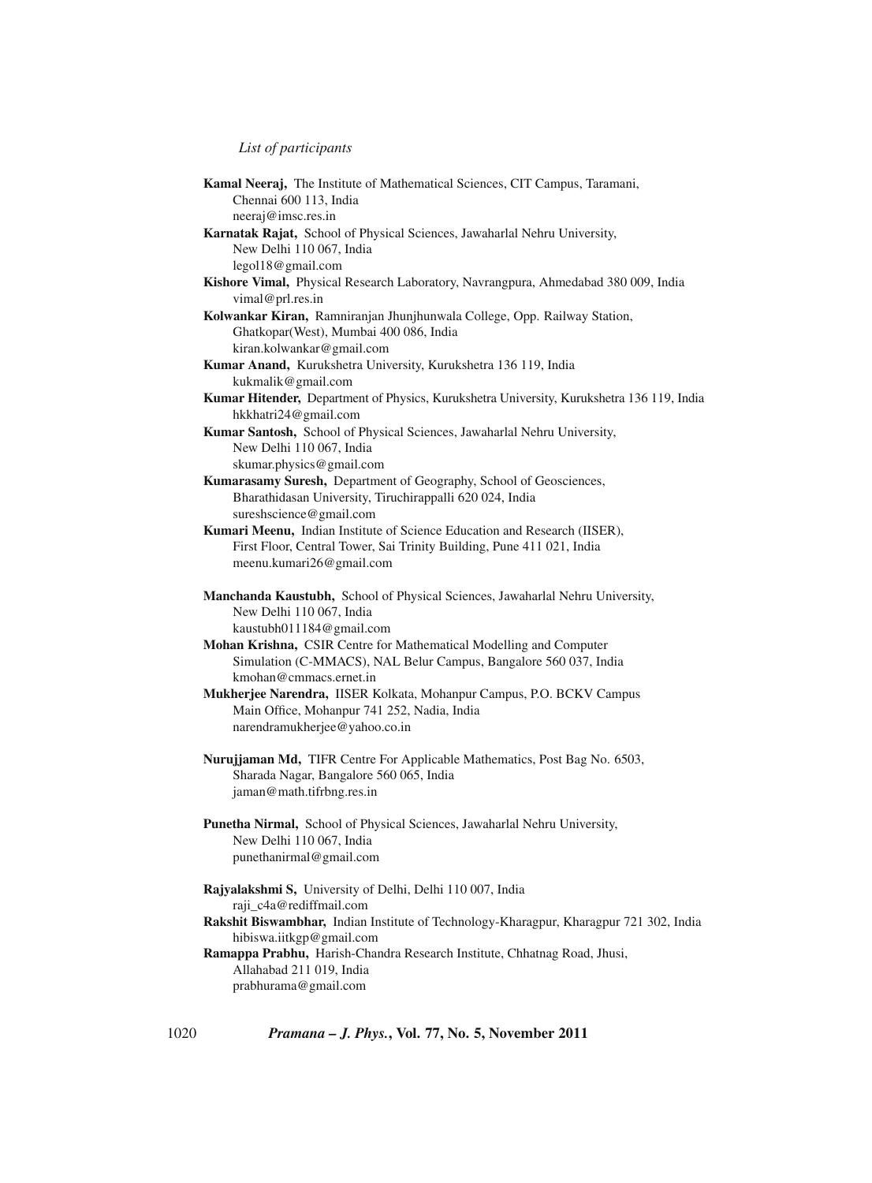*List of participants*

**Kamal Neeraj,** The Institute of Mathematical Sciences, CIT Campus, Taramani, Chennai 600 113, India
neeraj@imsc.res.in

**Karnatak Rajat,** School of Physical Sciences, Jawaharlal Nehru University, New Delhi 110 067, India
legol18@gmail.com

**Kishore Vimal,** Physical Research Laboratory, Navrangpura, Ahmedabad 380 009, India
vimal@prl.res.in

**Kolwankar Kiran,** Ramniranjan Jhunjhunwala College, Opp. Railway Station, Ghatkopar(West), Mumbai 400 086, India
kiran.kolwankar@gmail.com

**Kumar Anand,** Kurukshetra University, Kurukshetra 136 119, India
kukmalik@gmail.com

**Kumar Hitender,** Department of Physics, Kurukshetra University, Kurukshetra 136 119, India
hkkhatri24@gmail.com

**Kumar Santosh,** School of Physical Sciences, Jawaharlal Nehru University, New Delhi 110 067, India
skumar.physics@gmail.com

**Kumarasamy Suresh,** Department of Geography, School of Geosciences, Bharathidasan University, Tiruchirappalli 620 024, India
sureshscience@gmail.com

**Kumari Meenu,** Indian Institute of Science Education and Research (IISER), First Floor, Central Tower, Sai Trinity Building, Pune 411 021, India
meenu.kumari26@gmail.com

**Manchanda Kaustubh,** School of Physical Sciences, Jawaharlal Nehru University, New Delhi 110 067, India
kaustubh011184@gmail.com

**Mohan Krishna,** CSIR Centre for Mathematical Modelling and Computer Simulation (C-MMACS), NAL Belur Campus, Bangalore 560 037, India
kmohan@cmmacs.ernet.in

**Mukherjee Narendra,** IISER Kolkata, Mohanpur Campus, P.O. BCKV Campus Main Office, Mohanpur 741 252, Nadia, India
narendramukherjee@yahoo.co.in

**Nurujjaman Md,** TIFR Centre For Applicable Mathematics, Post Bag No. 6503, Sharada Nagar, Bangalore 560 065, India
jaman@math.tifrbng.res.in

**Punetha Nirmal,** School of Physical Sciences, Jawaharlal Nehru University, New Delhi 110 067, India
punethanirmal@gmail.com

**Rajyalakshmi S,** University of Delhi, Delhi 110 007, India
raji_c4a@rediffmail.com

**Rakshit Biswambhar,** Indian Institute of Technology-Kharagpur, Kharagpur 721 302, India
hibiswa.iitkgp@gmail.com

**Ramappa Prabhu,** Harish-Chandra Research Institute, Chhatnag Road, Jhusi, Allahabad 211 019, India
prabhurama@gmail.com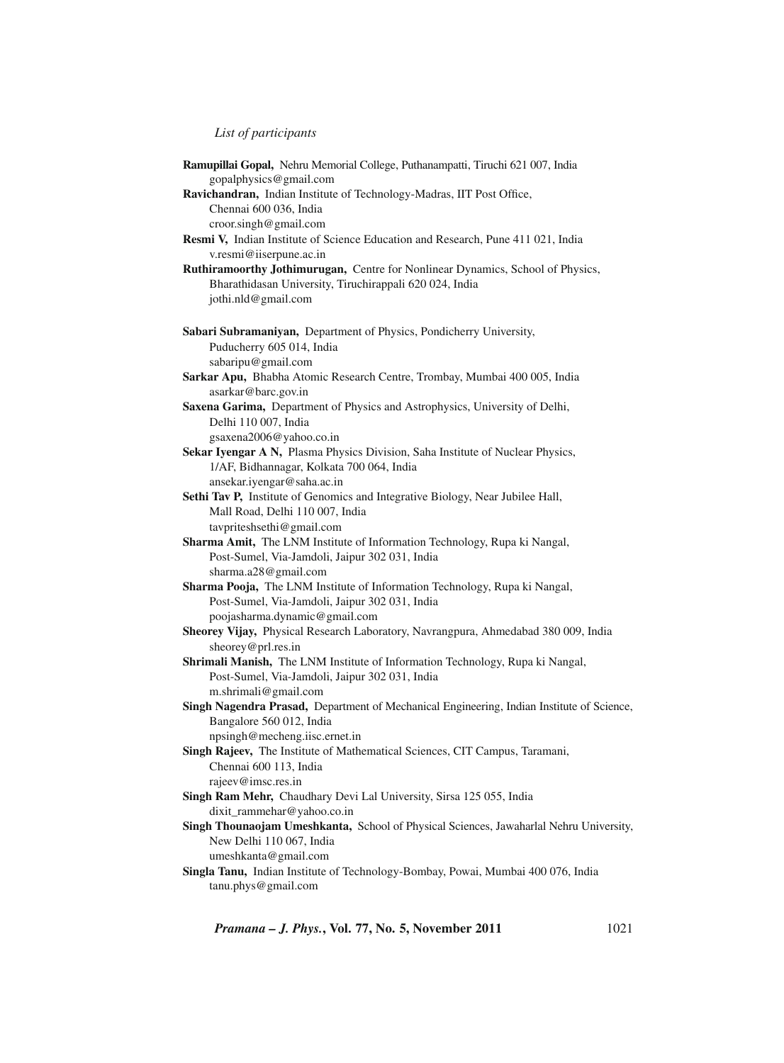*List of participants*

**Ramupillai Gopal,** Nehru Memorial College, Puthanampatti, Tiruchi 621 007, India
gopalphysics@gmail.com

**Ravichandran,** Indian Institute of Technology-Madras, IIT Post Office,
Chennai 600 036, India
croor.singh@gmail.com

**Resmi V,** Indian Institute of Science Education and Research, Pune 411 021, India
v.resmi@iiserpune.ac.in

**Ruthiramoorthy Jothimurugan,** Centre for Nonlinear Dynamics, School of Physics,
Bharathidasan University, Tiruchirappali 620 024, India
jothi.nld@gmail.com

**Sabari Subramaniyan,** Department of Physics, Pondicherry University,
Puducherry 605 014, India
sabaripu@gmail.com

**Sarkar Apu,** Bhabha Atomic Research Centre, Trombay, Mumbai 400 005, India
asarkar@barc.gov.in

**Saxena Garima,** Department of Physics and Astrophysics, University of Delhi,
Delhi 110 007, India
gsaxena2006@yahoo.co.in

**Sekar Iyengar A N,** Plasma Physics Division, Saha Institute of Nuclear Physics,
1/AF, Bidhannagar, Kolkata 700 064, India
ansekar.iyengar@saha.ac.in

**Sethi Tav P,** Institute of Genomics and Integrative Biology, Near Jubilee Hall,
Mall Road, Delhi 110 007, India
tavpriteshsethi@gmail.com

**Sharma Amit,** The LNM Institute of Information Technology, Rupa ki Nangal,
Post-Sumel, Via-Jamdoli, Jaipur 302 031, India
sharma.a28@gmail.com

**Sharma Pooja,** The LNM Institute of Information Technology, Rupa ki Nangal,
Post-Sumel, Via-Jamdoli, Jaipur 302 031, India
poojasharma.dynamic@gmail.com

**Sheorey Vijay,** Physical Research Laboratory, Navrangpura, Ahmedabad 380 009, India
sheorey@prl.res.in

**Shrimali Manish,** The LNM Institute of Information Technology, Rupa ki Nangal,
Post-Sumel, Via-Jamdoli, Jaipur 302 031, India
m.shrimali@gmail.com

**Singh Nagendra Prasad,** Department of Mechanical Engineering, Indian Institute of Science,
Bangalore 560 012, India
npsingh@mecheng.iisc.ernet.in

**Singh Rajeev,** The Institute of Mathematical Sciences, CIT Campus, Taramani,
Chennai 600 113, India
rajeev@imsc.res.in

**Singh Ram Mehr,** Chaudhary Devi Lal University, Sirsa 125 055, India
dixit_rammehar@yahoo.co.in

**Singh Thounaojam Umeshkanta,** School of Physical Sciences, Jawaharlal Nehru University,
New Delhi 110 067, India
umeshkanta@gmail.com

**Singla Tanu,** Indian Institute of Technology-Bombay, Powai, Mumbai 400 076, India
tanu.phys@gmail.com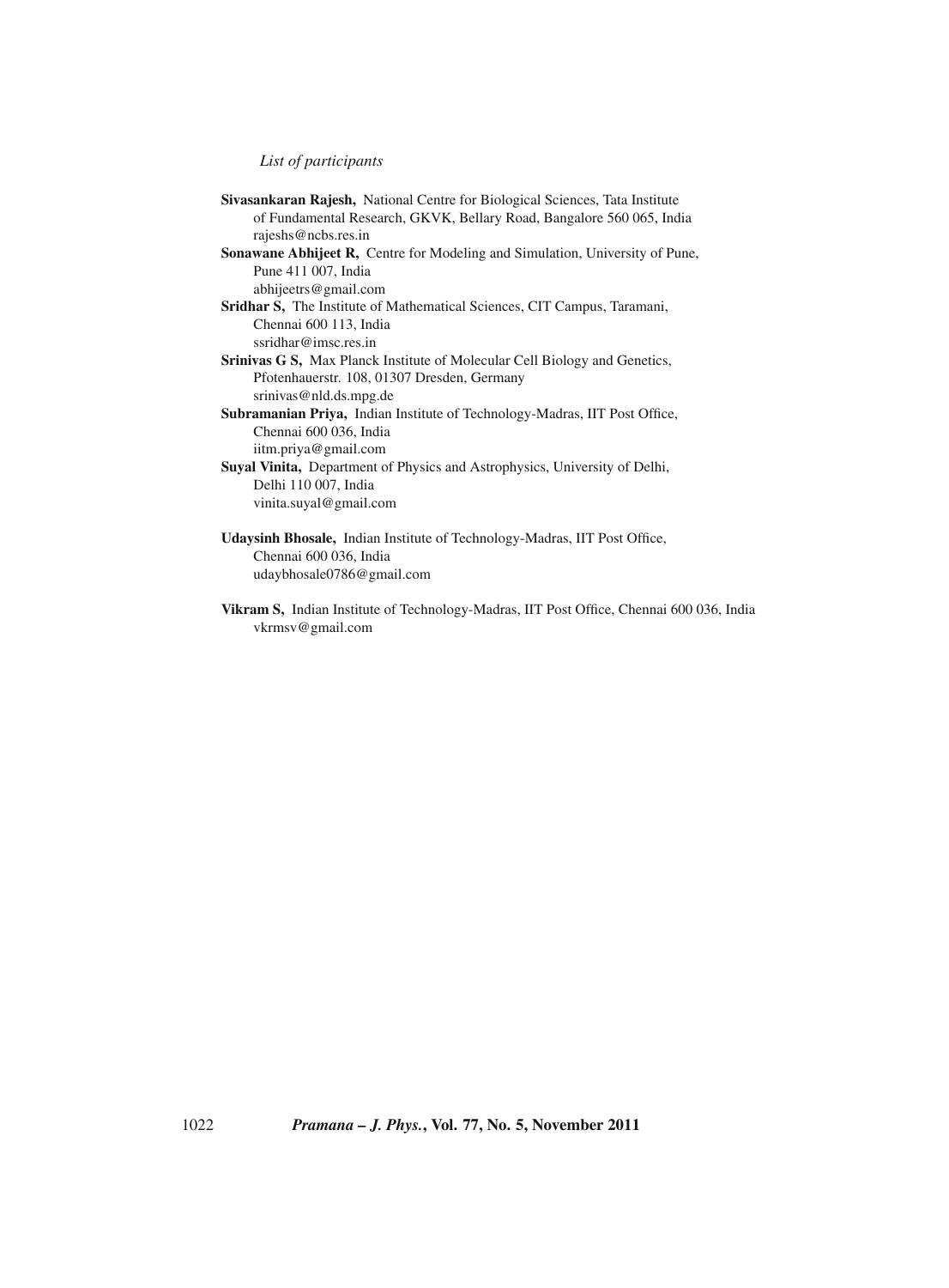*List of participants*

**Sivasankaran Rajesh,** National Centre for Biological Sciences, Tata Institute of Fundamental Research, GKVK, Bellary Road, Bangalore 560 065, India
rajeshs@ncbs.res.in

**Sonawane Abhijeet R,** Centre for Modeling and Simulation, University of Pune, Pune 411 007, India
abhijeetrs@gmail.com

**Sridhar S,** The Institute of Mathematical Sciences, CIT Campus, Taramani, Chennai 600 113, India
ssridhar@imsc.res.in

**Srinivas G S,** Max Planck Institute of Molecular Cell Biology and Genetics, Pfotenhauerstr. 108, 01307 Dresden, Germany
srinivas@nld.ds.mpg.de

**Subramanian Priya,** Indian Institute of Technology-Madras, IIT Post Office, Chennai 600 036, India
iitm.priya@gmail.com

**Suyal Vinita,** Department of Physics and Astrophysics, University of Delhi, Delhi 110 007, India
vinita.suyal@gmail.com

**Udaysinh Bhosale,** Indian Institute of Technology-Madras, IIT Post Office, Chennai 600 036, India
udaybhosale0786@gmail.com

**Vikram S,** Indian Institute of Technology-Madras, IIT Post Office, Chennai 600 036, India
vkrmsv@gmail.com